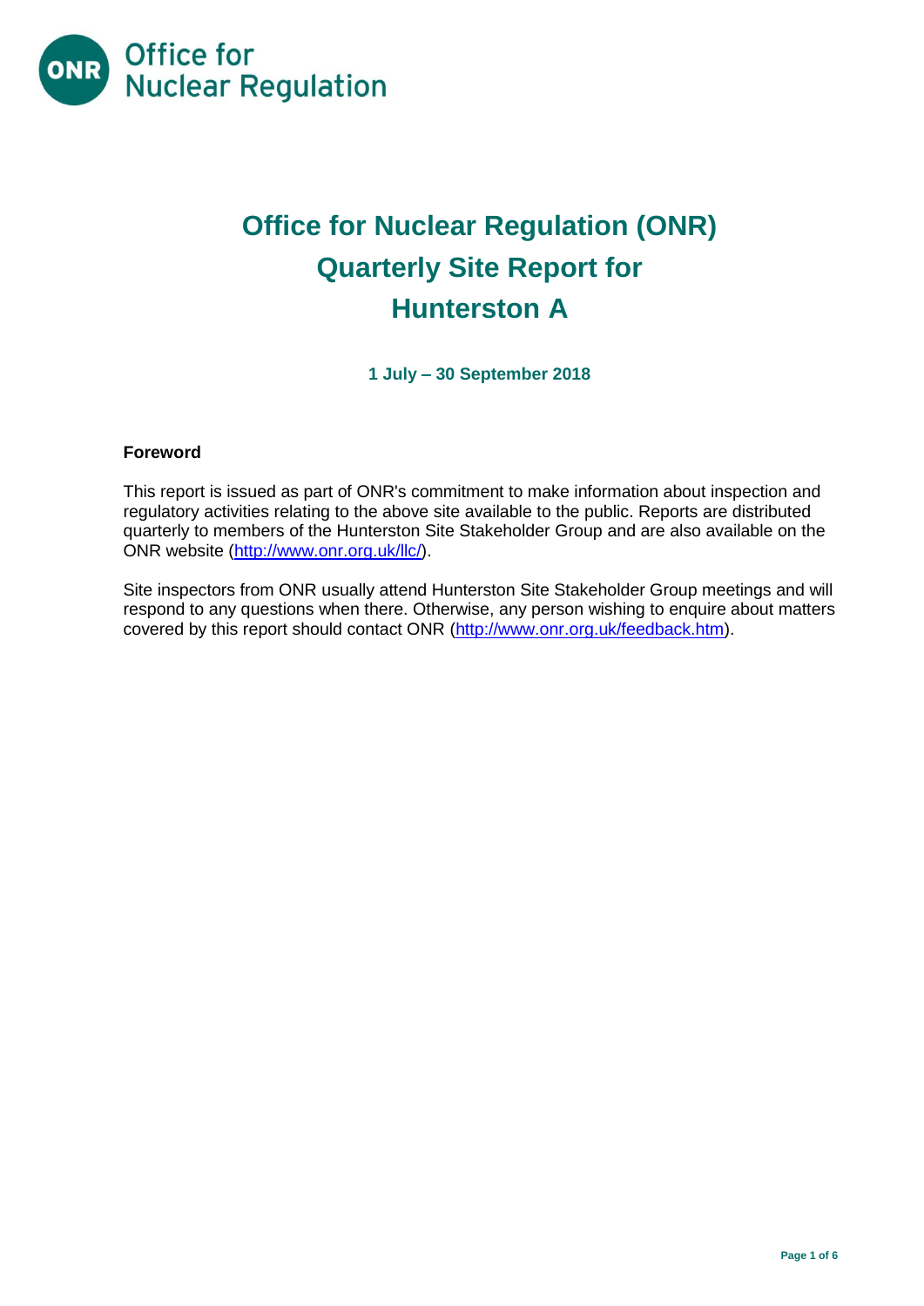# Office for Nuclear Regulation (ONR) Quarterly Site Report for Hunterston A

**1 July – 30 September 2018**

### Foreword

This report is issued as part of ONR's commitment to make information about inspection and regulatory activities relating to the above site available to the public. Reports are distributed quarterly to members of the Hunterston Site Stakeholder Group and are also available on the ONR website (http://www.onr.org.uk/llc/).

Site inspectors from ONR usually attend Hunterston Site Stakeholder Group meetings and will respond to any questions when there. Otherwise, any person wishing to enquire about matters covered by this report should contact ONR (http://www.onr.org.uk/feedback.htm).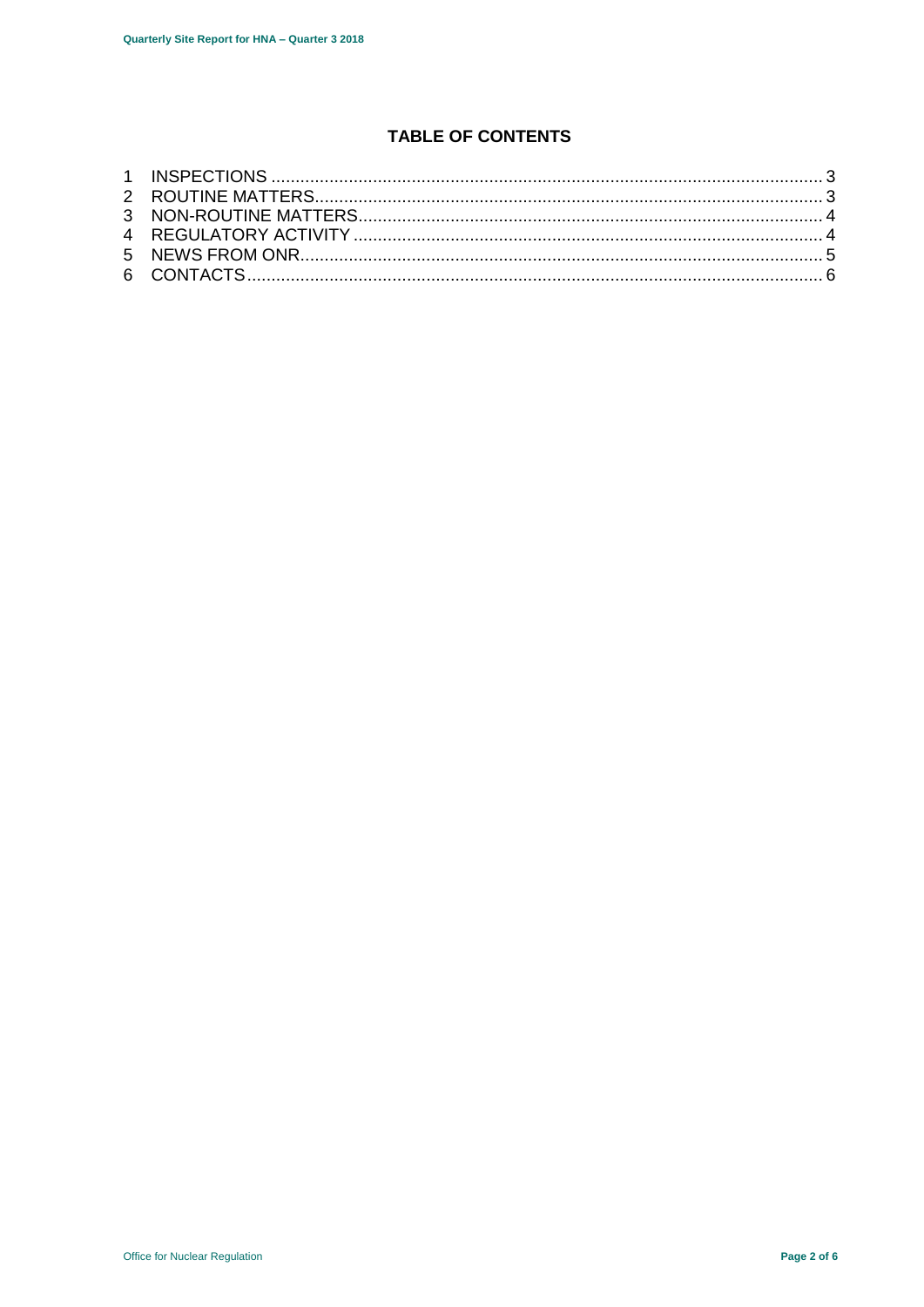## TABLE OF CONTENTS

1 INSPECTIONS ........................................................................................................ 3
2 ROUTINE MATTERS............................................................................................. 3
3 NON-ROUTINE MATTERS..................................................................................... 4
4 REGULATORY ACTIVITY ...................................................................................... 4
5 NEWS FROM ONR................................................................................................. 5
6 CONTACTS............................................................................................................ 6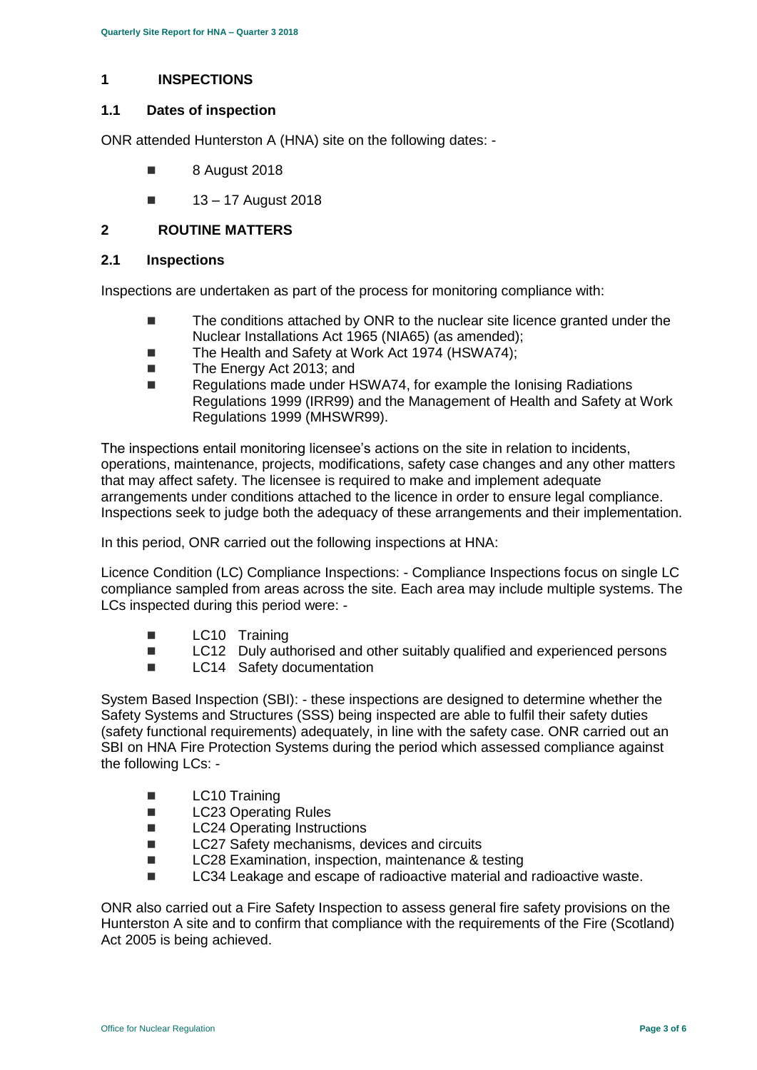## 1 INSPECTIONS

### 1.1 Dates of inspection

ONR attended Hunterston A (HNA) site on the following dates: -

- 8 August 2018
- 13 – 17 August 2018

## 2 ROUTINE MATTERS

### 2.1 Inspections

Inspections are undertaken as part of the process for monitoring compliance with:

- The conditions attached by ONR to the nuclear site licence granted under the Nuclear Installations Act 1965 (NIA65) (as amended);
- The Health and Safety at Work Act 1974 (HSWA74);
- The Energy Act 2013; and
- Regulations made under HSWA74, for example the Ionising Radiations Regulations 1999 (IRR99) and the Management of Health and Safety at Work Regulations 1999 (MHSWR99).

The inspections entail monitoring licensee's actions on the site in relation to incidents, operations, maintenance, projects, modifications, safety case changes and any other matters that may affect safety. The licensee is required to make and implement adequate arrangements under conditions attached to the licence in order to ensure legal compliance. Inspections seek to judge both the adequacy of these arrangements and their implementation.

In this period, ONR carried out the following inspections at HNA:

Licence Condition (LC) Compliance Inspections: - Compliance Inspections focus on single LC compliance sampled from areas across the site. Each area may include multiple systems. The LCs inspected during this period were: -

- LC10 Training
- LC12 Duly authorised and other suitably qualified and experienced persons
- LC14 Safety documentation

System Based Inspection (SBI): - these inspections are designed to determine whether the Safety Systems and Structures (SSS) being inspected are able to fulfil their safety duties (safety functional requirements) adequately, in line with the safety case. ONR carried out an SBI on HNA Fire Protection Systems during the period which assessed compliance against the following LCs: -

- LC10 Training
- LC23 Operating Rules
- LC24 Operating Instructions
- LC27 Safety mechanisms, devices and circuits
- LC28 Examination, inspection, maintenance & testing
- LC34 Leakage and escape of radioactive material and radioactive waste.

ONR also carried out a Fire Safety Inspection to assess general fire safety provisions on the Hunterston A site and to confirm that compliance with the requirements of the Fire (Scotland) Act 2005 is being achieved.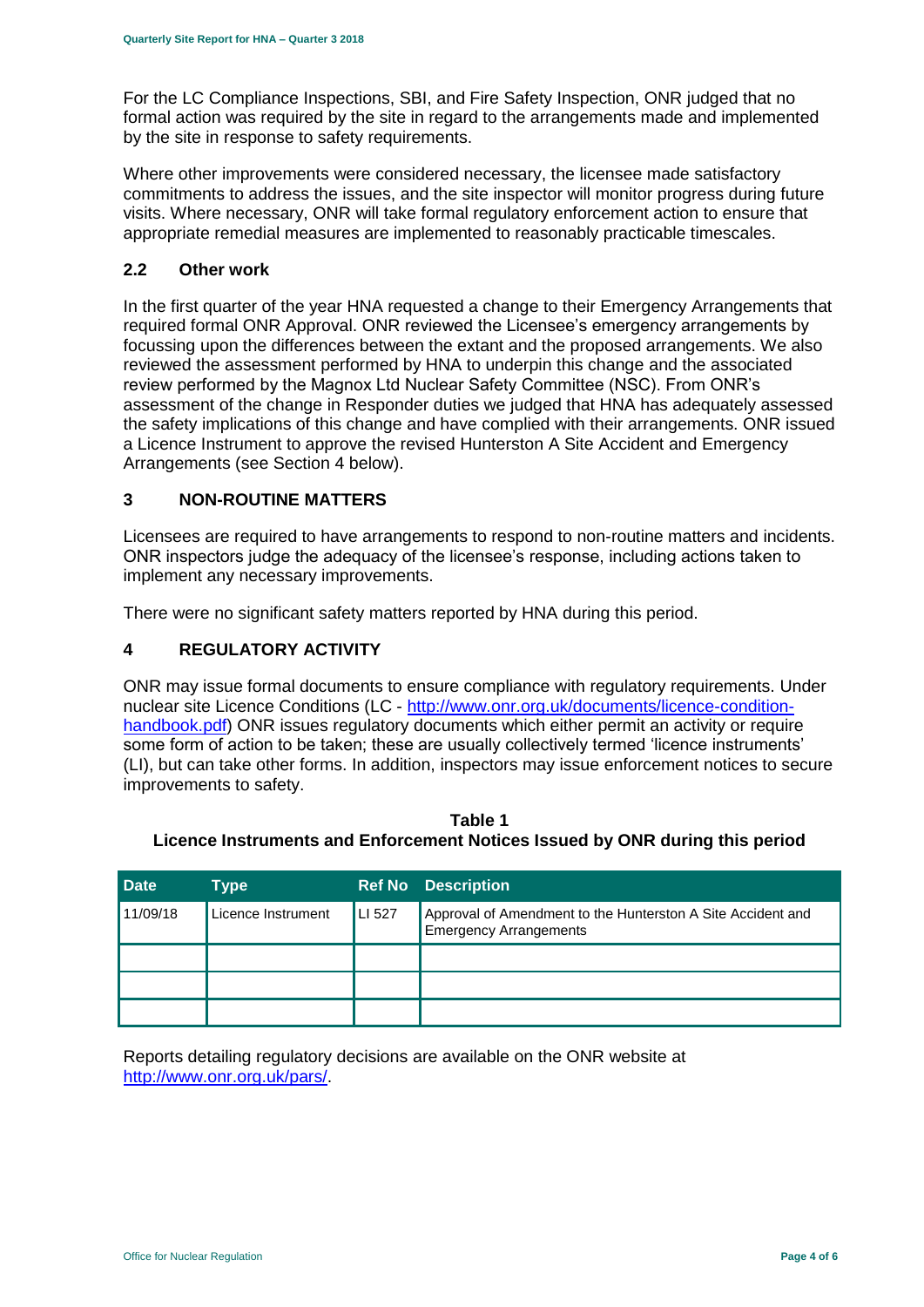For the LC Compliance Inspections, SBI, and Fire Safety Inspection, ONR judged that no formal action was required by the site in regard to the arrangements made and implemented by the site in response to safety requirements.

Where other improvements were considered necessary, the licensee made satisfactory commitments to address the issues, and the site inspector will monitor progress during future visits. Where necessary, ONR will take formal regulatory enforcement action to ensure that appropriate remedial measures are implemented to reasonably practicable timescales.

### 2.2 Other work

In the first quarter of the year HNA requested a change to their Emergency Arrangements that required formal ONR Approval. ONR reviewed the Licensee's emergency arrangements by focussing upon the differences between the extant and the proposed arrangements. We also reviewed the assessment performed by HNA to underpin this change and the associated review performed by the Magnox Ltd Nuclear Safety Committee (NSC). From ONR's assessment of the change in Responder duties we judged that HNA has adequately assessed the safety implications of this change and have complied with their arrangements. ONR issued a Licence Instrument to approve the revised Hunterston A Site Accident and Emergency Arrangements (see Section 4 below).

## 3 NON-ROUTINE MATTERS

Licensees are required to have arrangements to respond to non-routine matters and incidents. ONR inspectors judge the adequacy of the licensee's response, including actions taken to implement any necessary improvements.

There were no significant safety matters reported by HNA during this period.

## 4 REGULATORY ACTIVITY

ONR may issue formal documents to ensure compliance with regulatory requirements. Under nuclear site Licence Conditions (LC - http://www.onr.org.uk/documents/licence-condition-handbook.pdf) ONR issues regulatory documents which either permit an activity or require some form of action to be taken; these are usually collectively termed 'licence instruments' (LI), but can take other forms. In addition, inspectors may issue enforcement notices to secure improvements to safety.

**Table 1**
**Licence Instruments and Enforcement Notices Issued by ONR during this period**

| Date | Type | Ref No | Description |
|---|---|---|---|
| 11/09/18 | Licence Instrument | LI 527 | Approval of Amendment to the Hunterston A Site Accident and Emergency Arrangements |
| | | | |
| | | | |
| | | | |

Reports detailing regulatory decisions are available on the ONR website at http://www.onr.org.uk/pars/.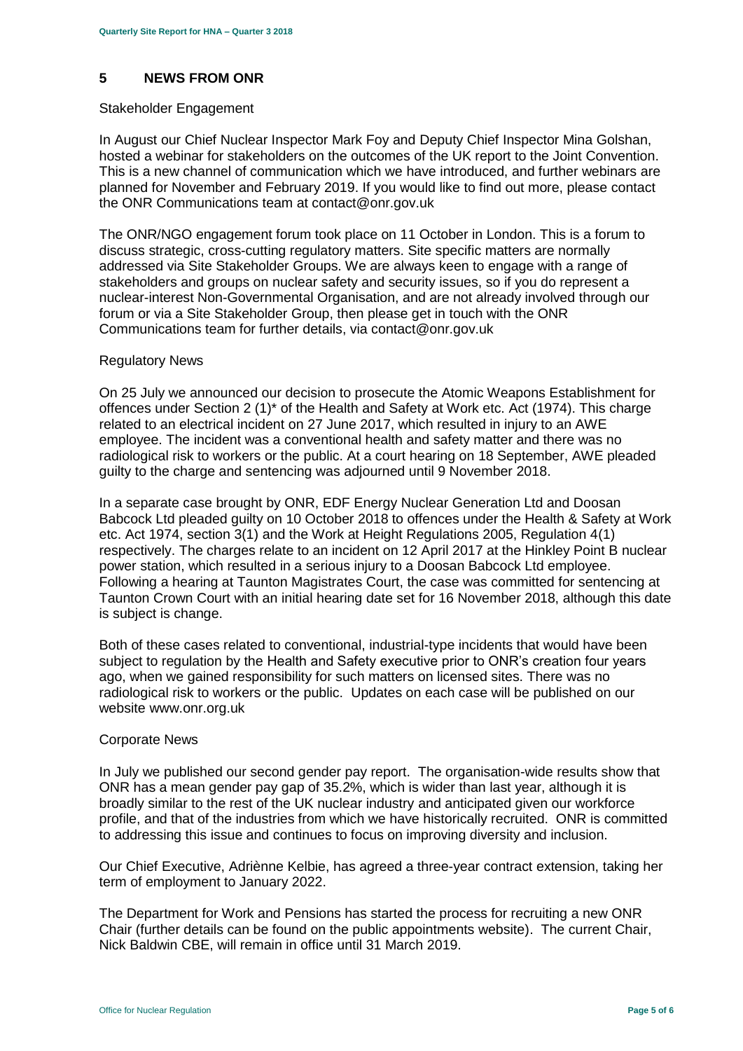## 5 NEWS FROM ONR

Stakeholder Engagement

In August our Chief Nuclear Inspector Mark Foy and Deputy Chief Inspector Mina Golshan, hosted a webinar for stakeholders on the outcomes of the UK report to the Joint Convention. This is a new channel of communication which we have introduced, and further webinars are planned for November and February 2019. If you would like to find out more, please contact the ONR Communications team at contact@onr.gov.uk

The ONR/NGO engagement forum took place on 11 October in London. This is a forum to discuss strategic, cross-cutting regulatory matters. Site specific matters are normally addressed via Site Stakeholder Groups. We are always keen to engage with a range of stakeholders and groups on nuclear safety and security issues, so if you do represent a nuclear-interest Non-Governmental Organisation, and are not already involved through our forum or via a Site Stakeholder Group, then please get in touch with the ONR Communications team for further details, via contact@onr.gov.uk

Regulatory News

On 25 July we announced our decision to prosecute the Atomic Weapons Establishment for offences under Section 2 (1)* of the Health and Safety at Work etc. Act (1974). This charge related to an electrical incident on 27 June 2017, which resulted in injury to an AWE employee. The incident was a conventional health and safety matter and there was no radiological risk to workers or the public. At a court hearing on 18 September, AWE pleaded guilty to the charge and sentencing was adjourned until 9 November 2018.

In a separate case brought by ONR, EDF Energy Nuclear Generation Ltd and Doosan Babcock Ltd pleaded guilty on 10 October 2018 to offences under the Health & Safety at Work etc. Act 1974, section 3(1) and the Work at Height Regulations 2005, Regulation 4(1) respectively. The charges relate to an incident on 12 April 2017 at the Hinkley Point B nuclear power station, which resulted in a serious injury to a Doosan Babcock Ltd employee. Following a hearing at Taunton Magistrates Court, the case was committed for sentencing at Taunton Crown Court with an initial hearing date set for 16 November 2018, although this date is subject is change.

Both of these cases related to conventional, industrial-type incidents that would have been subject to regulation by the Health and Safety executive prior to ONR's creation four years ago, when we gained responsibility for such matters on licensed sites. There was no radiological risk to workers or the public. Updates on each case will be published on our website www.onr.org.uk

Corporate News

In July we published our second gender pay report. The organisation-wide results show that ONR has a mean gender pay gap of 35.2%, which is wider than last year, although it is broadly similar to the rest of the UK nuclear industry and anticipated given our workforce profile, and that of the industries from which we have historically recruited. ONR is committed to addressing this issue and continues to focus on improving diversity and inclusion.

Our Chief Executive, Adriènne Kelbie, has agreed a three-year contract extension, taking her term of employment to January 2022.

The Department for Work and Pensions has started the process for recruiting a new ONR Chair (further details can be found on the public appointments website). The current Chair, Nick Baldwin CBE, will remain in office until 31 March 2019.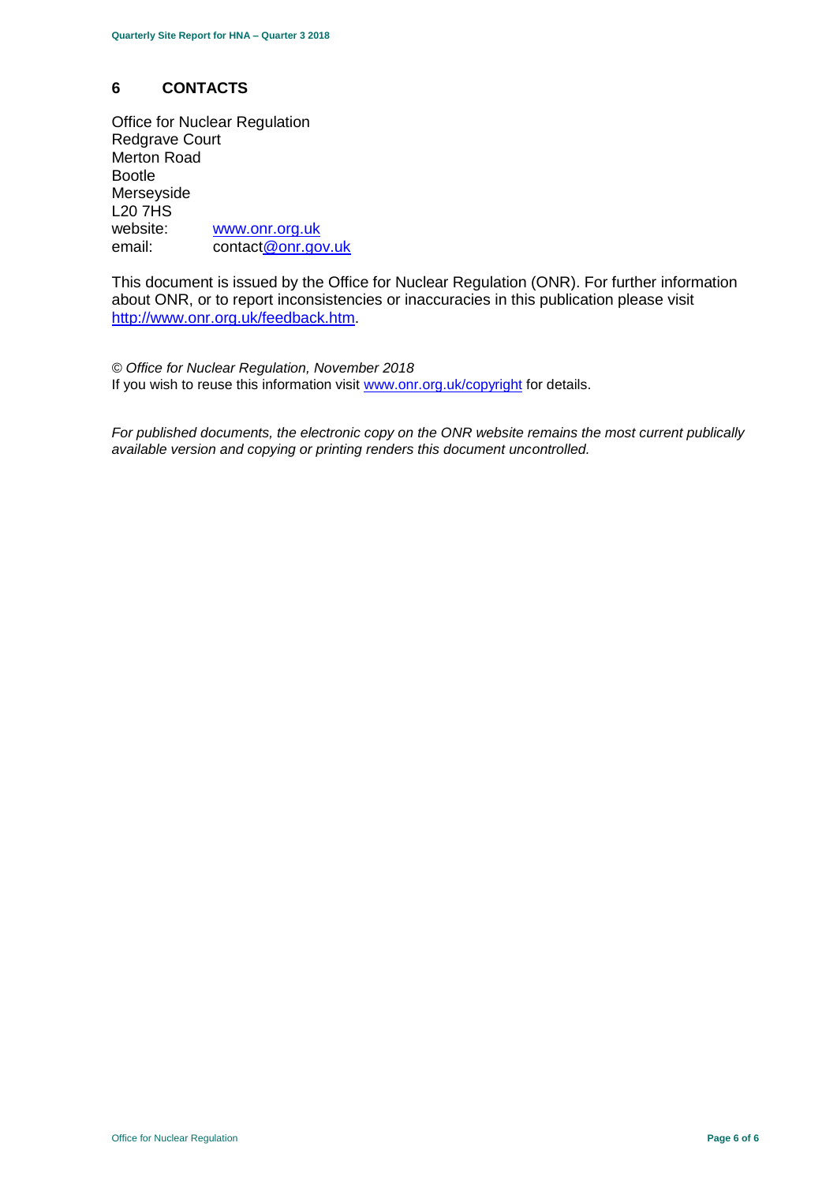## 6 CONTACTS

Office for Nuclear Regulation
Redgrave Court
Merton Road
Bootle
Merseyside
L20 7HS
website: www.onr.org.uk
email: contact@onr.gov.uk

This document is issued by the Office for Nuclear Regulation (ONR). For further information about ONR, or to report inconsistencies or inaccuracies in this publication please visit http://www.onr.org.uk/feedback.htm.

*© Office for Nuclear Regulation, November 2018*
If you wish to reuse this information visit www.onr.org.uk/copyright for details.

*For published documents, the electronic copy on the ONR website remains the most current publically available version and copying or printing renders this document uncontrolled.*